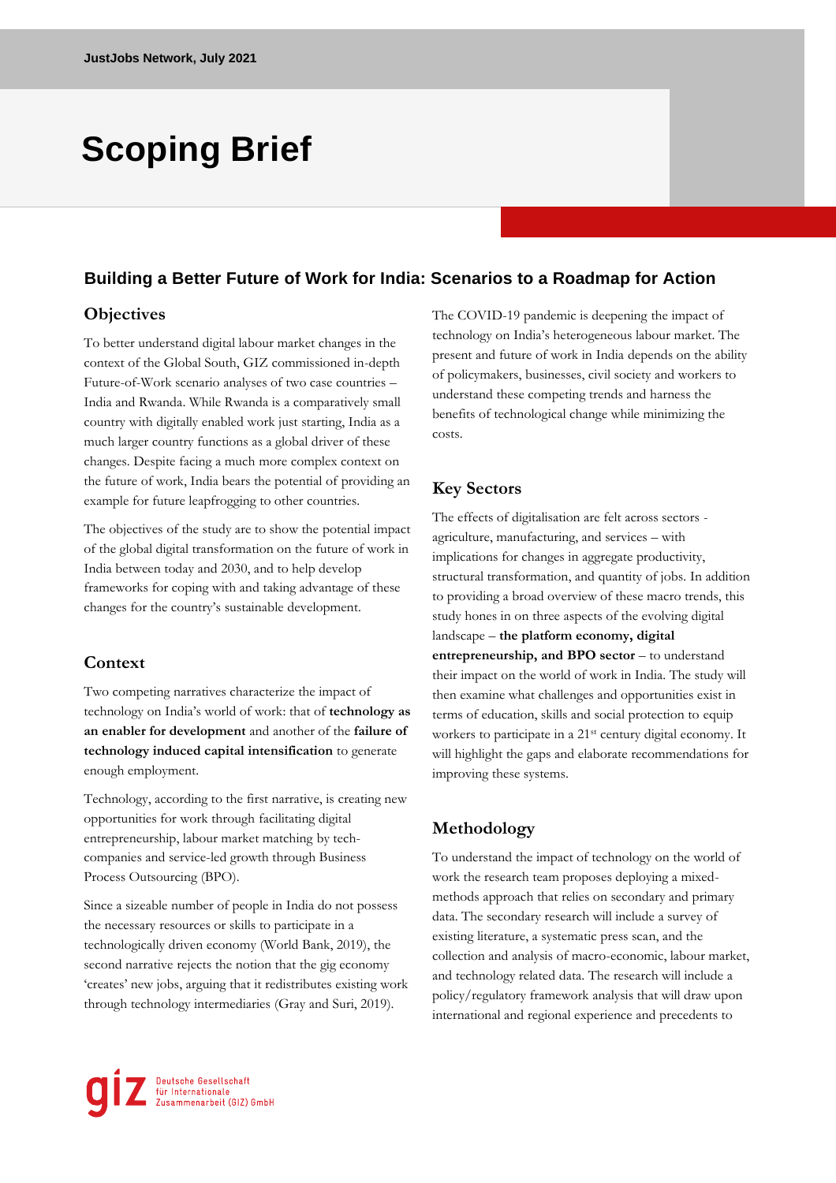JustJobs Network, July 2021

# Scoping Brief

## Building a Better Future of Work for India: Scenarios to a Roadmap for Action

### Objectives

To better understand digital labour market changes in the context of the Global South, GIZ commissioned in-depth Future-of-Work scenario analyses of two case countries – India and Rwanda. While Rwanda is a comparatively small country with digitally enabled work just starting, India as a much larger country functions as a global driver of these changes. Despite facing a much more complex context on the future of work, India bears the potential of providing an example for future leapfrogging to other countries.

The objectives of the study are to show the potential impact of the global digital transformation on the future of work in India between today and 2030, and to help develop frameworks for coping with and taking advantage of these changes for the country's sustainable development.

### Context

Two competing narratives characterize the impact of technology on India's world of work: that of **technology as an enabler for development** and another of the **failure of technology induced capital intensification** to generate enough employment.

Technology, according to the first narrative, is creating new opportunities for work through facilitating digital entrepreneurship, labour market matching by tech-companies and service-led growth through Business Process Outsourcing (BPO).

Since a sizeable number of people in India do not possess the necessary resources or skills to participate in a technologically driven economy (World Bank, 2019), the second narrative rejects the notion that the gig economy 'creates' new jobs, arguing that it redistributes existing work through technology intermediaries (Gray and Suri, 2019).

The COVID-19 pandemic is deepening the impact of technology on India's heterogeneous labour market. The present and future of work in India depends on the ability of policymakers, businesses, civil society and workers to understand these competing trends and harness the benefits of technological change while minimizing the costs.

### Key Sectors

The effects of digitalisation are felt across sectors - agriculture, manufacturing, and services – with implications for changes in aggregate productivity, structural transformation, and quantity of jobs. In addition to providing a broad overview of these macro trends, this study hones in on three aspects of the evolving digital landscape – **the platform economy, digital entrepreneurship, and BPO sector** – to understand their impact on the world of work in India. The study will then examine what challenges and opportunities exist in terms of education, skills and social protection to equip workers to participate in a 21st century digital economy. It will highlight the gaps and elaborate recommendations for improving these systems.

### Methodology

To understand the impact of technology on the world of work the research team proposes deploying a mixed-methods approach that relies on secondary and primary data. The secondary research will include a survey of existing literature, a systematic press scan, and the collection and analysis of macro-economic, labour market, and technology related data. The research will include a policy/regulatory framework analysis that will draw upon international and regional experience and precedents to

giz Deutsche Gesellschaft für Internationale Zusammenarbeit (GIZ) GmbH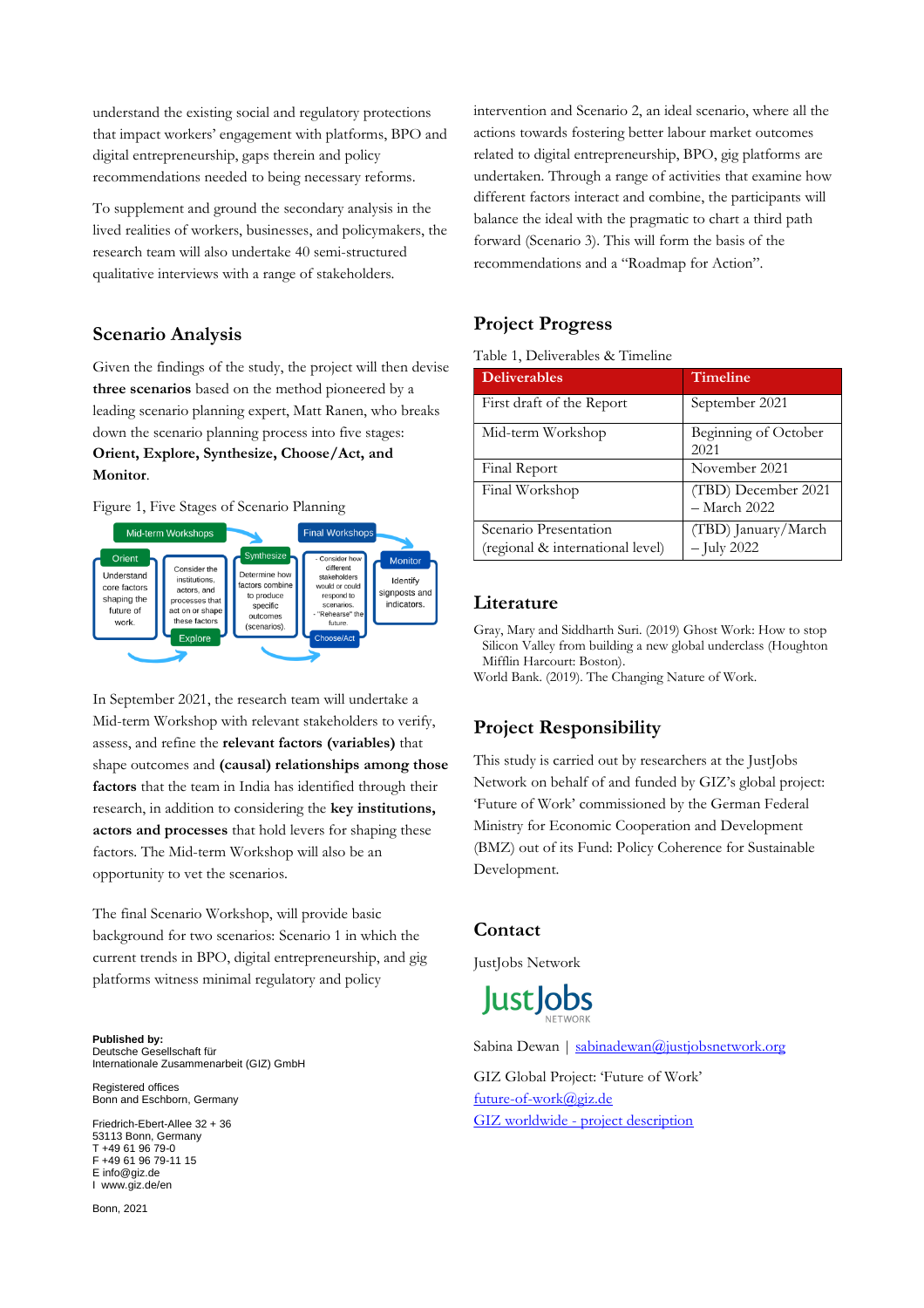understand the existing social and regulatory protections that impact workers' engagement with platforms, BPO and digital entrepreneurship, gaps therein and policy recommendations needed to being necessary reforms.

To supplement and ground the secondary analysis in the lived realities of workers, businesses, and policymakers, the research team will also undertake 40 semi-structured qualitative interviews with a range of stakeholders.

## Scenario Analysis

Given the findings of the study, the project will then devise **three scenarios** based on the method pioneered by a leading scenario planning expert, Matt Ranen, who breaks down the scenario planning process into five stages: **Orient, Explore, Synthesize, Choose/Act, and Monitor**.

Figure 1, Five Stages of Scenario Planning

Mid-term Workshops
Final Workshops
Orient
Understand core factors shaping the future of work.
Explore
Consider the institutions, actors, and processes that act on or shape these factors
Synthesize
Determine how factors combine to produce specific outcomes (scenarios).
Choose/Act
- Consider how different stakeholders would or could respond to scenarios.
- "Rehearse" the future.
Monitor
Identify signposts and indicators.

In September 2021, the research team will undertake a Mid-term Workshop with relevant stakeholders to verify, assess, and refine the **relevant factors (variables)** that shape outcomes and **(causal) relationships among those factors** that the team in India has identified through their research, in addition to considering the **key institutions, actors and processes** that hold levers for shaping these factors. The Mid-term Workshop will also be an opportunity to vet the scenarios.

The final Scenario Workshop, will provide basic background for two scenarios: Scenario 1 in which the current trends in BPO, digital entrepreneurship, and gig platforms witness minimal regulatory and policy intervention and Scenario 2, an ideal scenario, where all the actions towards fostering better labour market outcomes related to digital entrepreneurship, BPO, gig platforms are undertaken. Through a range of activities that examine how different factors interact and combine, the participants will balance the ideal with the pragmatic to chart a third path forward (Scenario 3). This will form the basis of the recommendations and a "Roadmap for Action".

## Project Progress

Table 1, Deliverables & Timeline

| Deliverables | Timeline |
|---|---|
| First draft of the Report | September 2021 |
| Mid-term Workshop | Beginning of October 2021 |
| Final Report | November 2021 |
| Final Workshop | (TBD) December 2021 – March 2022 |
| Scenario Presentation (regional & international level) | (TBD) January/March – July 2022 |

## Literature

Gray, Mary and Siddharth Suri. (2019) Ghost Work: How to stop Silicon Valley from building a new global underclass (Houghton Mifflin Harcourt: Boston).

World Bank. (2019). The Changing Nature of Work.

## Project Responsibility

This study is carried out by researchers at the JustJobs Network on behalf of and funded by GIZ's global project: 'Future of Work' commissioned by the German Federal Ministry for Economic Cooperation and Development (BMZ) out of its Fund: Policy Coherence for Sustainable Development.

## Contact

JustJobs Network

JustJobs NETWORK

Sabina Dewan | sabinadewan@justjobsnetwork.org

GIZ Global Project: 'Future of Work'
future-of-work@giz.de
GIZ worldwide - project description

**Published by:**
Deutsche Gesellschaft für
Internationale Zusammenarbeit (GIZ) GmbH

Registered offices
Bonn and Eschborn, Germany

Friedrich-Ebert-Allee 32 + 36
53113 Bonn, Germany
T +49 61 96 79-0
F +49 61 96 79-11 15
E info@giz.de
I www.giz.de/en

Bonn, 2021